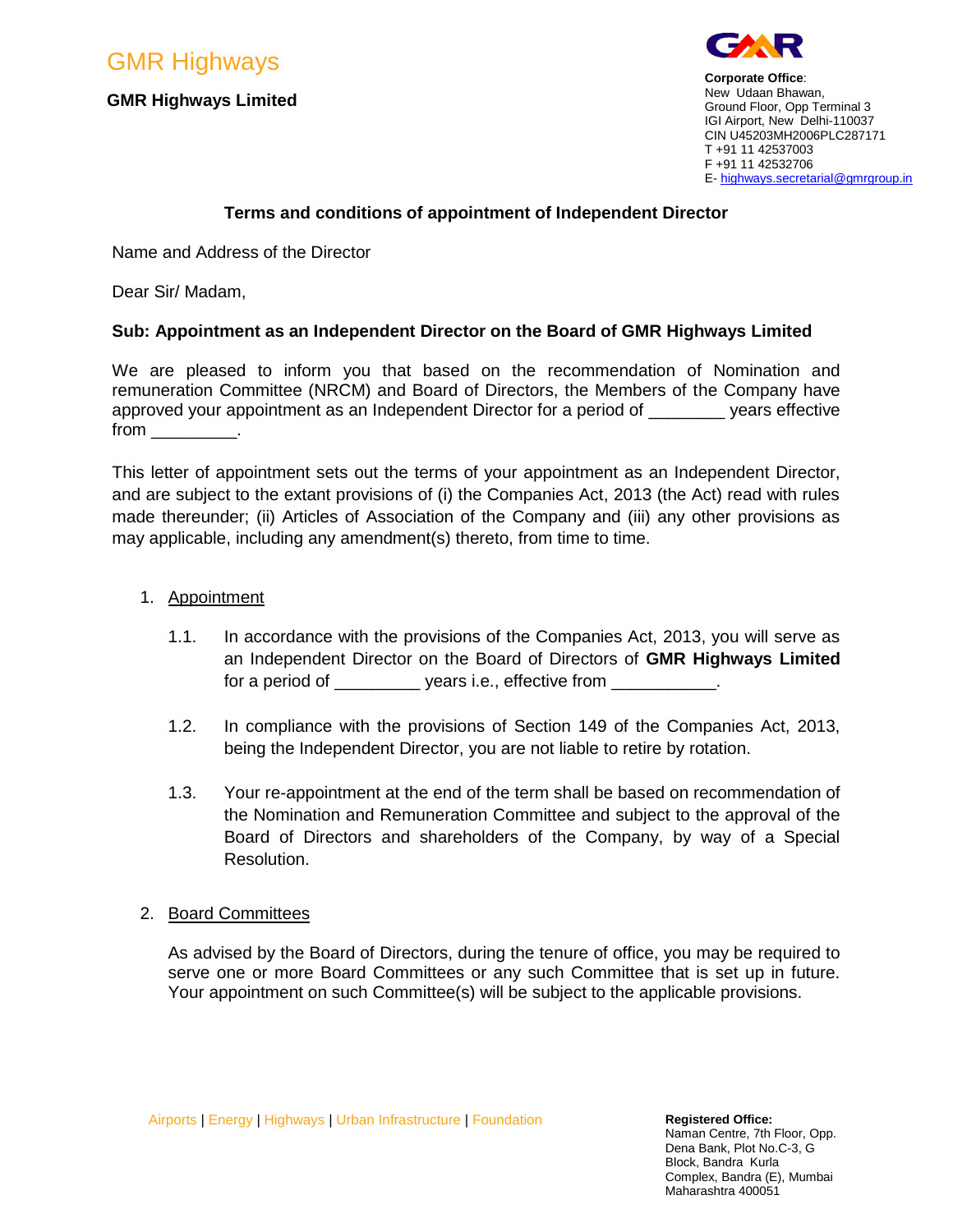GMR Highways

**GMR Highways Limited**

**Corporate Office**:
New Udaan Bhawan,
Ground Floor, Opp Terminal 3
IGI Airport, New Delhi-110037
CIN U45203MH2006PLC287171
T +91 11 42537003
F +91 11 42532706
E- highways.secretarial@gmrgroup.in

## Terms and conditions of appointment of Independent Director

Name and Address of the Director

Dear Sir/ Madam,

**Sub: Appointment as an Independent Director on the Board of GMR Highways Limited**

We are pleased to inform you that based on the recommendation of Nomination and remuneration Committee (NRCM) and Board of Directors, the Members of the Company have approved your appointment as an Independent Director for a period of ________ years effective from _________.

This letter of appointment sets out the terms of your appointment as an Independent Director, and are subject to the extant provisions of (i) the Companies Act, 2013 (the Act) read with rules made thereunder; (ii) Articles of Association of the Company and (iii) any other provisions as may applicable, including any amendment(s) thereto, from time to time.

1. Appointment

   1.1. In accordance with the provisions of the Companies Act, 2013, you will serve as an Independent Director on the Board of Directors of **GMR Highways Limited** for a period of _________ years i.e., effective from ___________.

   1.2. In compliance with the provisions of Section 149 of the Companies Act, 2013, being the Independent Director, you are not liable to retire by rotation.

   1.3. Your re-appointment at the end of the term shall be based on recommendation of the Nomination and Remuneration Committee and subject to the approval of the Board of Directors and shareholders of the Company, by way of a Special Resolution.

2. Board Committees

   As advised by the Board of Directors, during the tenure of office, you may be required to serve one or more Board Committees or any such Committee that is set up in future. Your appointment on such Committee(s) will be subject to the applicable provisions.

Airports | Energy | Highways | Urban Infrastructure | Foundation

**Registered Office:**
Naman Centre, 7th Floor, Opp. Dena Bank, Plot No.C-3, G Block, Bandra Kurla Complex, Bandra (E), Mumbai Maharashtra 400051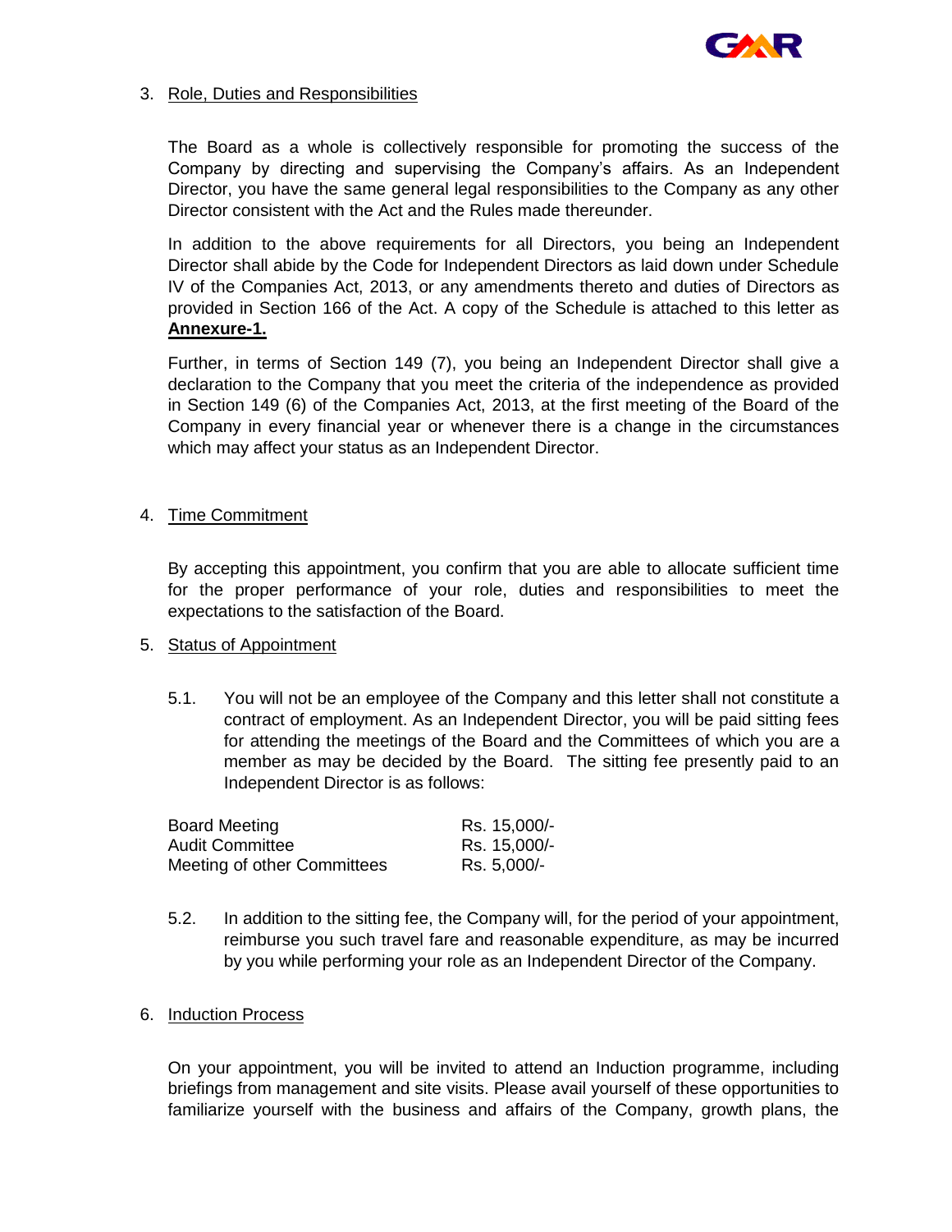3. Role, Duties and Responsibilities

   The Board as a whole is collectively responsible for promoting the success of the Company by directing and supervising the Company's affairs. As an Independent Director, you have the same general legal responsibilities to the Company as any other Director consistent with the Act and the Rules made thereunder.

   In addition to the above requirements for all Directors, you being an Independent Director shall abide by the Code for Independent Directors as laid down under Schedule IV of the Companies Act, 2013, or any amendments thereto and duties of Directors as provided in Section 166 of the Act. A copy of the Schedule is attached to this letter as **Annexure-1.**

   Further, in terms of Section 149 (7), you being an Independent Director shall give a declaration to the Company that you meet the criteria of the independence as provided in Section 149 (6) of the Companies Act, 2013, at the first meeting of the Board of the Company in every financial year or whenever there is a change in the circumstances which may affect your status as an Independent Director.

4. Time Commitment

   By accepting this appointment, you confirm that you are able to allocate sufficient time for the proper performance of your role, duties and responsibilities to meet the expectations to the satisfaction of the Board.

5. Status of Appointment

   5.1. You will not be an employee of the Company and this letter shall not constitute a contract of employment. As an Independent Director, you will be paid sitting fees for attending the meetings of the Board and the Committees of which you are a member as may be decided by the Board. The sitting fee presently paid to an Independent Director is as follows:

| | |
|---|---|
| Board Meeting | Rs. 15,000/- |
| Audit Committee | Rs. 15,000/- |
| Meeting of other Committees | Rs. 5,000/- |

   5.2. In addition to the sitting fee, the Company will, for the period of your appointment, reimburse you such travel fare and reasonable expenditure, as may be incurred by you while performing your role as an Independent Director of the Company.

6. Induction Process

   On your appointment, you will be invited to attend an Induction programme, including briefings from management and site visits. Please avail yourself of these opportunities to familiarize yourself with the business and affairs of the Company, growth plans, the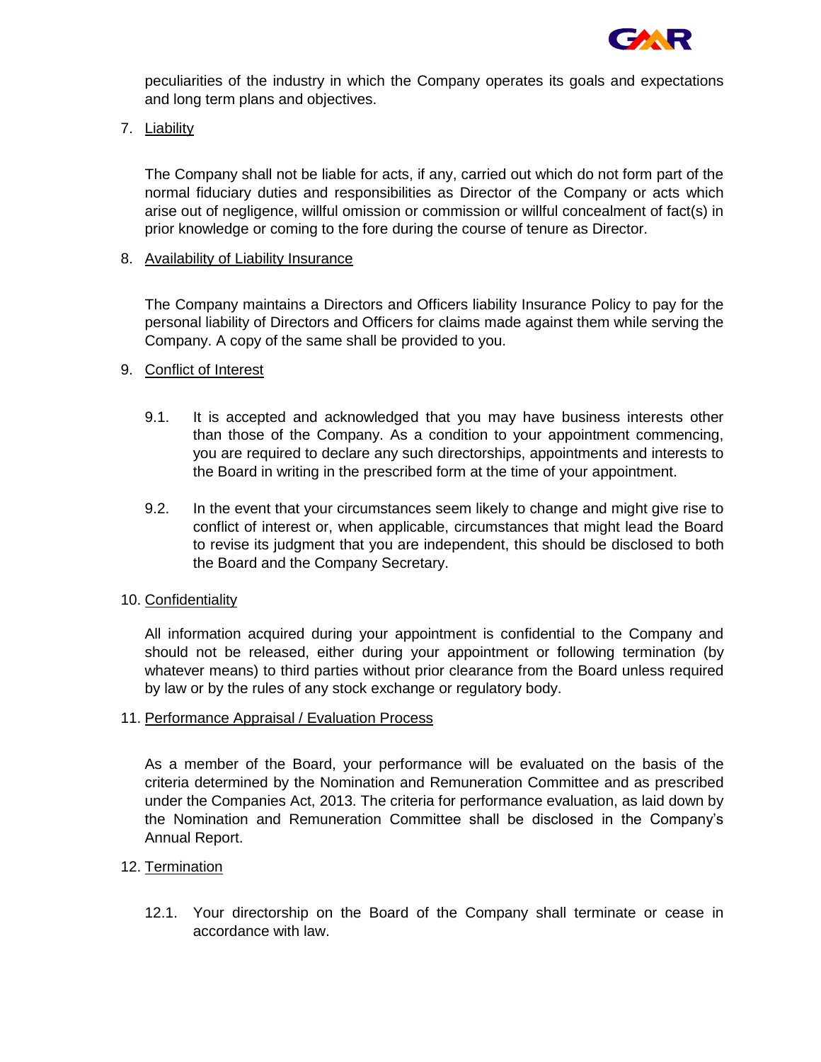peculiarities of the industry in which the Company operates its goals and expectations and long term plans and objectives.

7. Liability

The Company shall not be liable for acts, if any, carried out which do not form part of the normal fiduciary duties and responsibilities as Director of the Company or acts which arise out of negligence, willful omission or commission or willful concealment of fact(s) in prior knowledge or coming to the fore during the course of tenure as Director.

8. Availability of Liability Insurance

The Company maintains a Directors and Officers liability Insurance Policy to pay for the personal liability of Directors and Officers for claims made against them while serving the Company. A copy of the same shall be provided to you.

9. Conflict of Interest

9.1. It is accepted and acknowledged that you may have business interests other than those of the Company. As a condition to your appointment commencing, you are required to declare any such directorships, appointments and interests to the Board in writing in the prescribed form at the time of your appointment.

9.2. In the event that your circumstances seem likely to change and might give rise to conflict of interest or, when applicable, circumstances that might lead the Board to revise its judgment that you are independent, this should be disclosed to both the Board and the Company Secretary.

10. Confidentiality

All information acquired during your appointment is confidential to the Company and should not be released, either during your appointment or following termination (by whatever means) to third parties without prior clearance from the Board unless required by law or by the rules of any stock exchange or regulatory body.

11. Performance Appraisal / Evaluation Process

As a member of the Board, your performance will be evaluated on the basis of the criteria determined by the Nomination and Remuneration Committee and as prescribed under the Companies Act, 2013. The criteria for performance evaluation, as laid down by the Nomination and Remuneration Committee shall be disclosed in the Company's Annual Report.

12. Termination

12.1. Your directorship on the Board of the Company shall terminate or cease in accordance with law.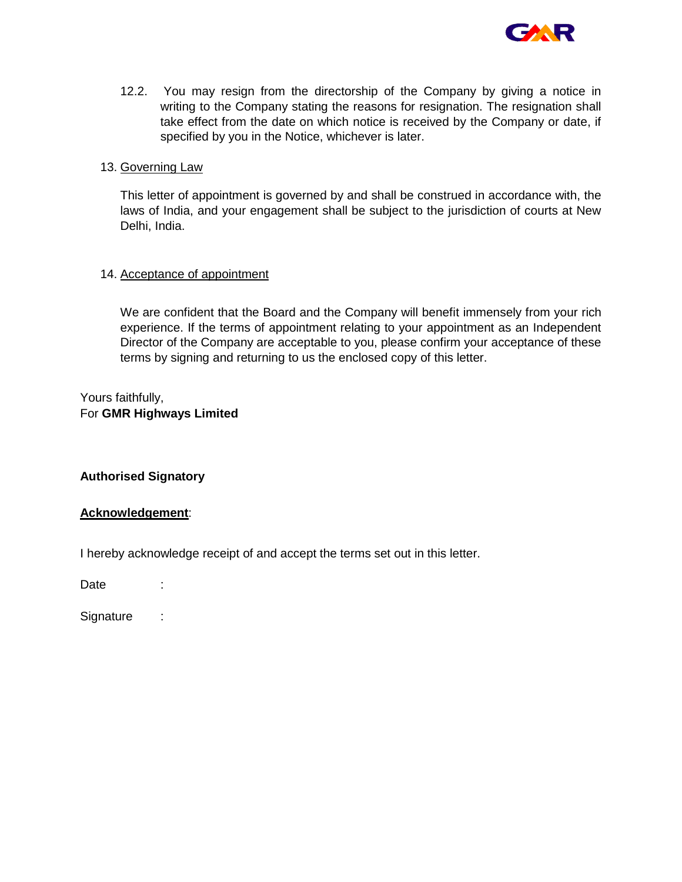12.2. You may resign from the directorship of the Company by giving a notice in writing to the Company stating the reasons for resignation. The resignation shall take effect from the date on which notice is received by the Company or date, if specified by you in the Notice, whichever is later.

13. <u>Governing Law</u>

This letter of appointment is governed by and shall be construed in accordance with, the laws of India, and your engagement shall be subject to the jurisdiction of courts at New Delhi, India.

14. <u>Acceptance of appointment</u>

We are confident that the Board and the Company will benefit immensely from your rich experience. If the terms of appointment relating to your appointment as an Independent Director of the Company are acceptable to you, please confirm your acceptance of these terms by signing and returning to us the enclosed copy of this letter.

Yours faithfully,
For **GMR Highways Limited**

**Authorised Signatory**

**<u>Acknowledgement</u>**:

I hereby acknowledge receipt of and accept the terms set out in this letter.

Date :

Signature :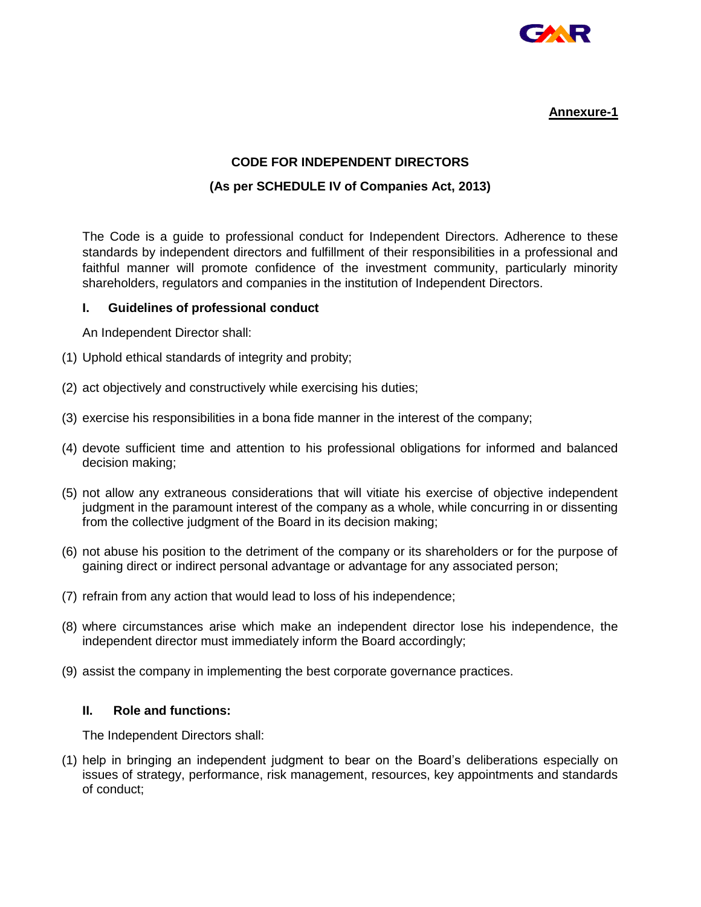**Annexure-1**

## CODE FOR INDEPENDENT DIRECTORS

### (As per SCHEDULE IV of Companies Act, 2013)

The Code is a guide to professional conduct for Independent Directors. Adherence to these standards by independent directors and fulfillment of their responsibilities in a professional and faithful manner will promote confidence of the investment community, particularly minority shareholders, regulators and companies in the institution of Independent Directors.

### I. Guidelines of professional conduct

An Independent Director shall:

(1) Uphold ethical standards of integrity and probity;

(2) act objectively and constructively while exercising his duties;

(3) exercise his responsibilities in a bona fide manner in the interest of the company;

(4) devote sufficient time and attention to his professional obligations for informed and balanced decision making;

(5) not allow any extraneous considerations that will vitiate his exercise of objective independent judgment in the paramount interest of the company as a whole, while concurring in or dissenting from the collective judgment of the Board in its decision making;

(6) not abuse his position to the detriment of the company or its shareholders or for the purpose of gaining direct or indirect personal advantage or advantage for any associated person;

(7) refrain from any action that would lead to loss of his independence;

(8) where circumstances arise which make an independent director lose his independence, the independent director must immediately inform the Board accordingly;

(9) assist the company in implementing the best corporate governance practices.

### II. Role and functions:

The Independent Directors shall:

(1) help in bringing an independent judgment to bear on the Board's deliberations especially on issues of strategy, performance, risk management, resources, key appointments and standards of conduct;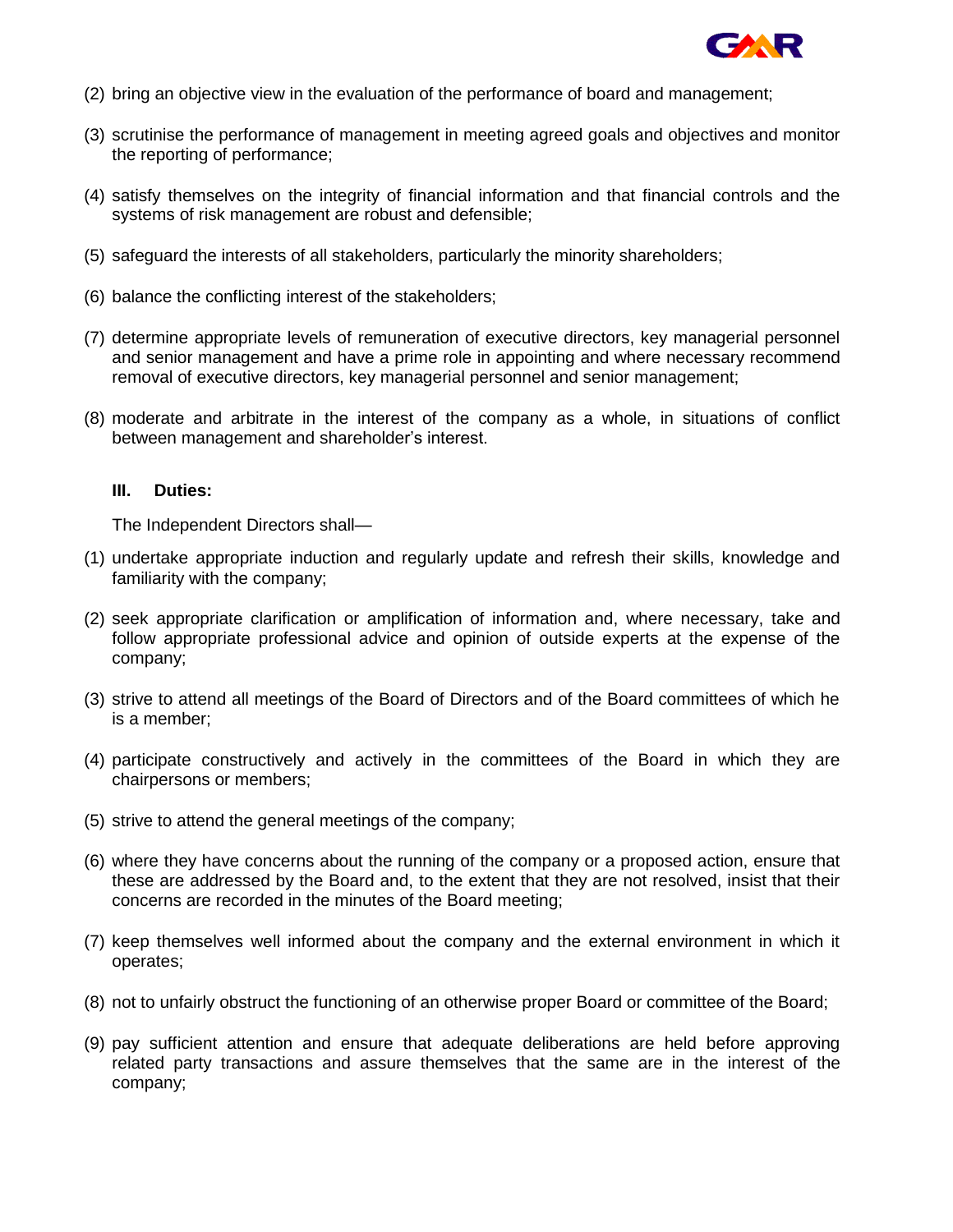(2) bring an objective view in the evaluation of the performance of board and management;

(3) scrutinise the performance of management in meeting agreed goals and objectives and monitor the reporting of performance;

(4) satisfy themselves on the integrity of financial information and that financial controls and the systems of risk management are robust and defensible;

(5) safeguard the interests of all stakeholders, particularly the minority shareholders;

(6) balance the conflicting interest of the stakeholders;

(7) determine appropriate levels of remuneration of executive directors, key managerial personnel and senior management and have a prime role in appointing and where necessary recommend removal of executive directors, key managerial personnel and senior management;

(8) moderate and arbitrate in the interest of the company as a whole, in situations of conflict between management and shareholder's interest.

**III. Duties:**

The Independent Directors shall—

(1) undertake appropriate induction and regularly update and refresh their skills, knowledge and familiarity with the company;

(2) seek appropriate clarification or amplification of information and, where necessary, take and follow appropriate professional advice and opinion of outside experts at the expense of the company;

(3) strive to attend all meetings of the Board of Directors and of the Board committees of which he is a member;

(4) participate constructively and actively in the committees of the Board in which they are chairpersons or members;

(5) strive to attend the general meetings of the company;

(6) where they have concerns about the running of the company or a proposed action, ensure that these are addressed by the Board and, to the extent that they are not resolved, insist that their concerns are recorded in the minutes of the Board meeting;

(7) keep themselves well informed about the company and the external environment in which it operates;

(8) not to unfairly obstruct the functioning of an otherwise proper Board or committee of the Board;

(9) pay sufficient attention and ensure that adequate deliberations are held before approving related party transactions and assure themselves that the same are in the interest of the company;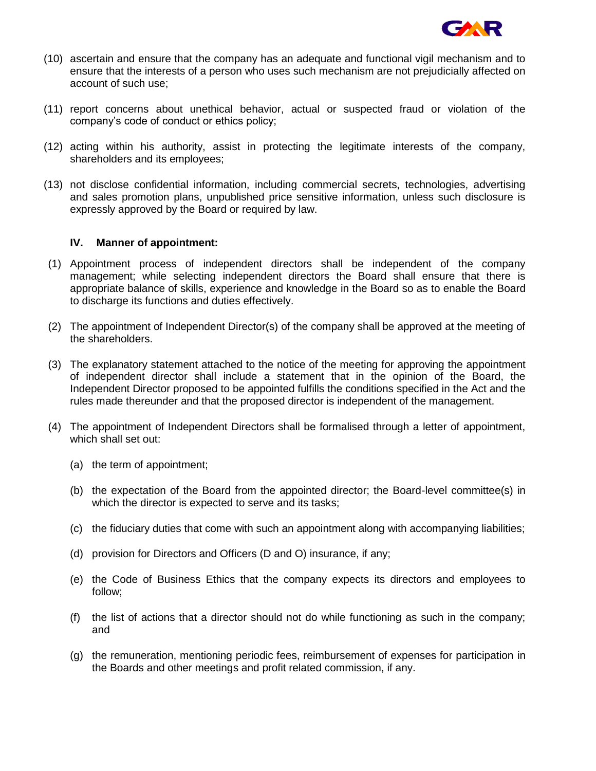(10) ascertain and ensure that the company has an adequate and functional vigil mechanism and to ensure that the interests of a person who uses such mechanism are not prejudicially affected on account of such use;

(11) report concerns about unethical behavior, actual or suspected fraud or violation of the company's code of conduct or ethics policy;

(12) acting within his authority, assist in protecting the legitimate interests of the company, shareholders and its employees;

(13) not disclose confidential information, including commercial secrets, technologies, advertising and sales promotion plans, unpublished price sensitive information, unless such disclosure is expressly approved by the Board or required by law.

### IV. Manner of appointment:

(1) Appointment process of independent directors shall be independent of the company management; while selecting independent directors the Board shall ensure that there is appropriate balance of skills, experience and knowledge in the Board so as to enable the Board to discharge its functions and duties effectively.

(2) The appointment of Independent Director(s) of the company shall be approved at the meeting of the shareholders.

(3) The explanatory statement attached to the notice of the meeting for approving the appointment of independent director shall include a statement that in the opinion of the Board, the Independent Director proposed to be appointed fulfills the conditions specified in the Act and the rules made thereunder and that the proposed director is independent of the management.

(4) The appointment of Independent Directors shall be formalised through a letter of appointment, which shall set out:

   (a) the term of appointment;

   (b) the expectation of the Board from the appointed director; the Board-level committee(s) in which the director is expected to serve and its tasks;

   (c) the fiduciary duties that come with such an appointment along with accompanying liabilities;

   (d) provision for Directors and Officers (D and O) insurance, if any;

   (e) the Code of Business Ethics that the company expects its directors and employees to follow;

   (f) the list of actions that a director should not do while functioning as such in the company; and

   (g) the remuneration, mentioning periodic fees, reimbursement of expenses for participation in the Boards and other meetings and profit related commission, if any.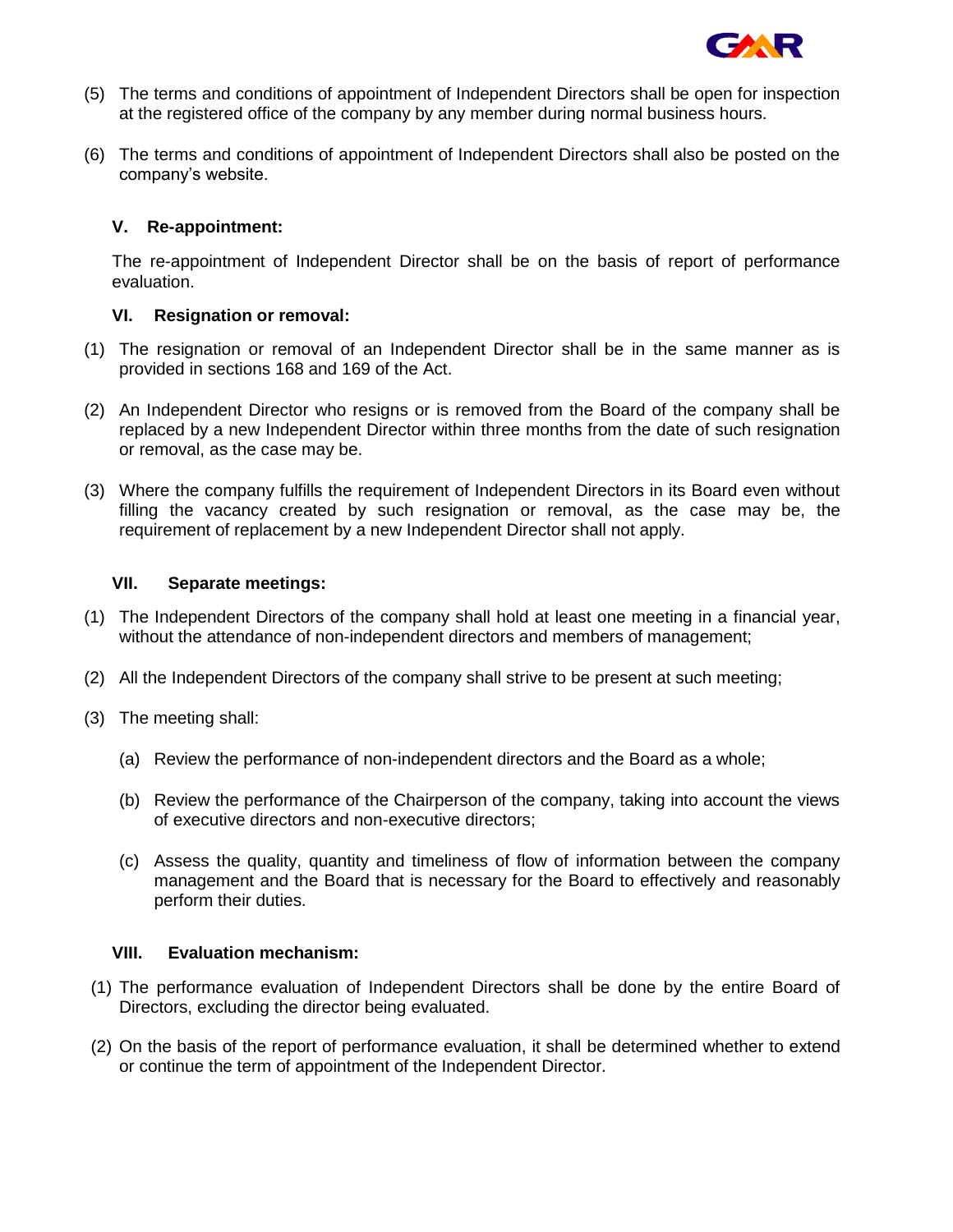(5) The terms and conditions of appointment of Independent Directors shall be open for inspection at the registered office of the company by any member during normal business hours.

(6) The terms and conditions of appointment of Independent Directors shall also be posted on the company's website.

### V. Re-appointment:

The re-appointment of Independent Director shall be on the basis of report of performance evaluation.

### VI. Resignation or removal:

(1) The resignation or removal of an Independent Director shall be in the same manner as is provided in sections 168 and 169 of the Act.

(2) An Independent Director who resigns or is removed from the Board of the company shall be replaced by a new Independent Director within three months from the date of such resignation or removal, as the case may be.

(3) Where the company fulfills the requirement of Independent Directors in its Board even without filling the vacancy created by such resignation or removal, as the case may be, the requirement of replacement by a new Independent Director shall not apply.

### VII. Separate meetings:

(1) The Independent Directors of the company shall hold at least one meeting in a financial year, without the attendance of non-independent directors and members of management;

(2) All the Independent Directors of the company shall strive to be present at such meeting;

(3) The meeting shall:

   (a) Review the performance of non-independent directors and the Board as a whole;

   (b) Review the performance of the Chairperson of the company, taking into account the views of executive directors and non-executive directors;

   (c) Assess the quality, quantity and timeliness of flow of information between the company management and the Board that is necessary for the Board to effectively and reasonably perform their duties.

### VIII. Evaluation mechanism:

(1) The performance evaluation of Independent Directors shall be done by the entire Board of Directors, excluding the director being evaluated.

(2) On the basis of the report of performance evaluation, it shall be determined whether to extend or continue the term of appointment of the Independent Director.